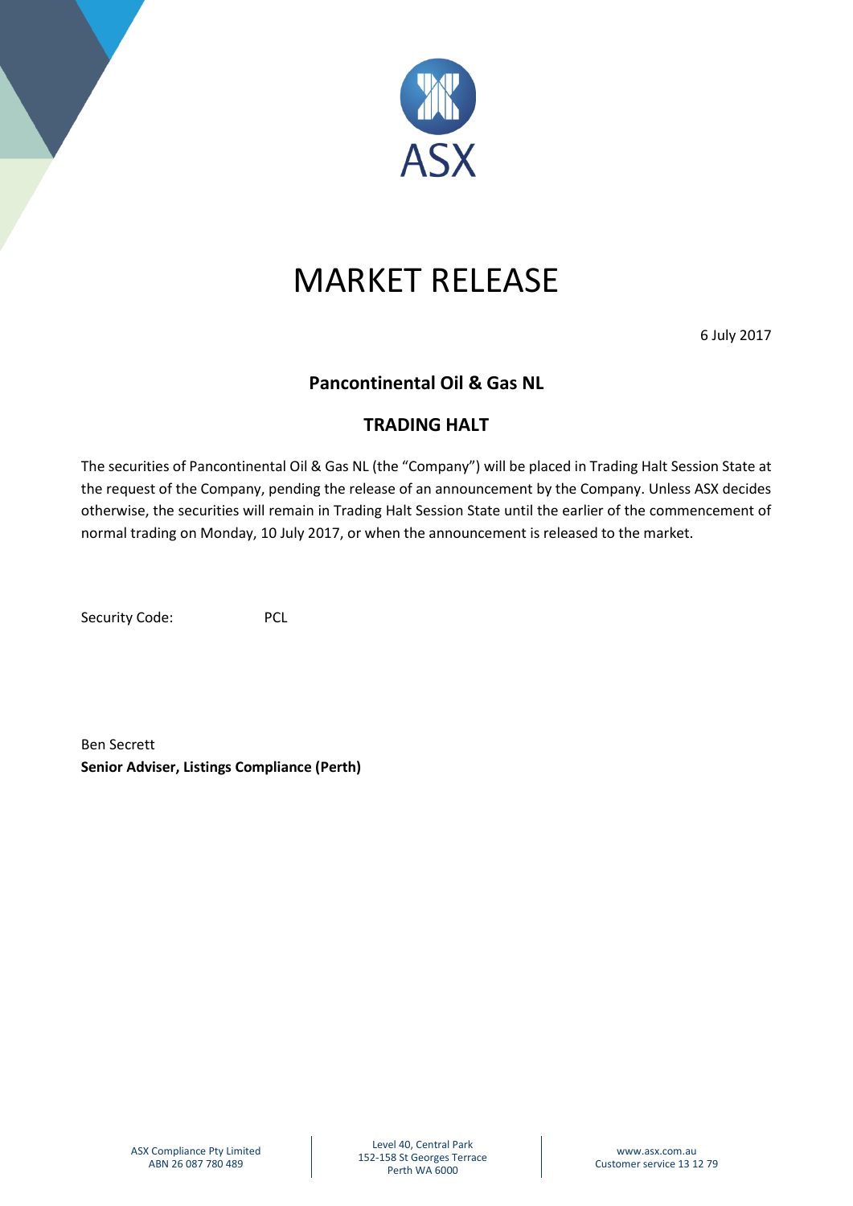ASX

# MARKET RELEASE

6 July 2017

## Pancontinental Oil & Gas NL

## TRADING HALT

The securities of Pancontinental Oil & Gas NL (the "Company") will be placed in Trading Halt Session State at the request of the Company, pending the release of an announcement by the Company. Unless ASX decides otherwise, the securities will remain in Trading Halt Session State until the earlier of the commencement of normal trading on Monday, 10 July 2017, or when the announcement is released to the market.

Security Code: PCL

Ben Secrett
**Senior Adviser, Listings Compliance (Perth)**

ASX Compliance Pty Limited
ABN 26 087 780 489

Level 40, Central Park
152-158 St Georges Terrace
Perth WA 6000

www.asx.com.au
Customer service 13 12 79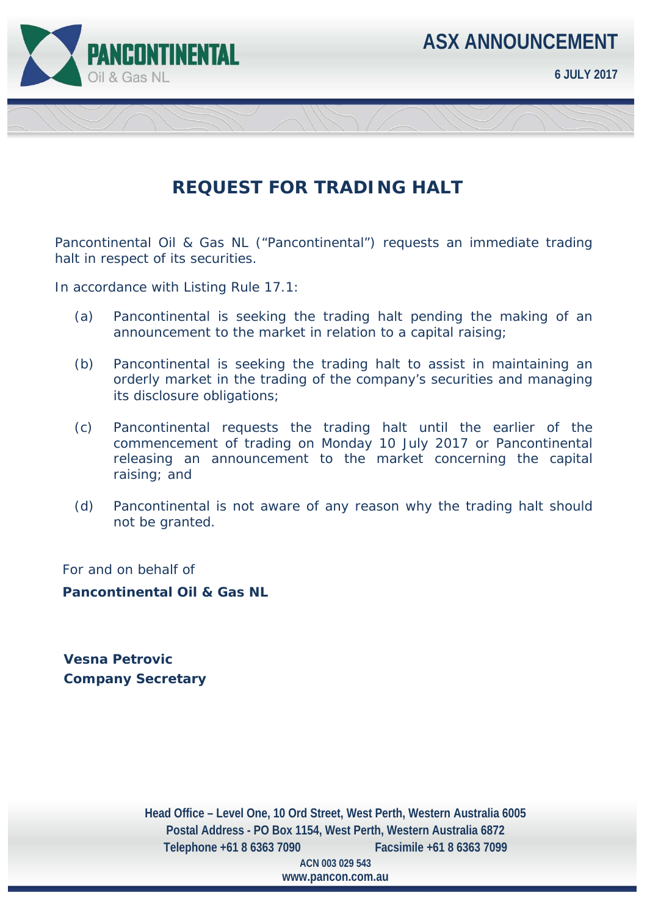**ASX ANNOUNCEMENT**

**6 JULY 2017**

# REQUEST FOR TRADING HALT

Pancontinental Oil & Gas NL ("Pancontinental") requests an immediate trading halt in respect of its securities.

In accordance with Listing Rule 17.1:

(a) Pancontinental is seeking the trading halt pending the making of an announcement to the market in relation to a capital raising;

(b) Pancontinental is seeking the trading halt to assist in maintaining an orderly market in the trading of the company's securities and managing its disclosure obligations;

(c) Pancontinental requests the trading halt until the earlier of the commencement of trading on Monday 10 July 2017 or Pancontinental releasing an announcement to the market concerning the capital raising; and

(d) Pancontinental is not aware of any reason why the trading halt should not be granted.

For and on behalf of

**Pancontinental Oil & Gas NL**

**Vesna Petrovic**
**Company Secretary**

**Head Office – Level One, 10 Ord Street, West Perth, Western Australia 6005**
**Postal Address - PO Box 1154, West Perth, Western Australia 6872**
**Telephone +61 8 6363 7090 Facsimile +61 8 6363 7099**
**ACN 003 029 543**
**www.pancon.com.au**